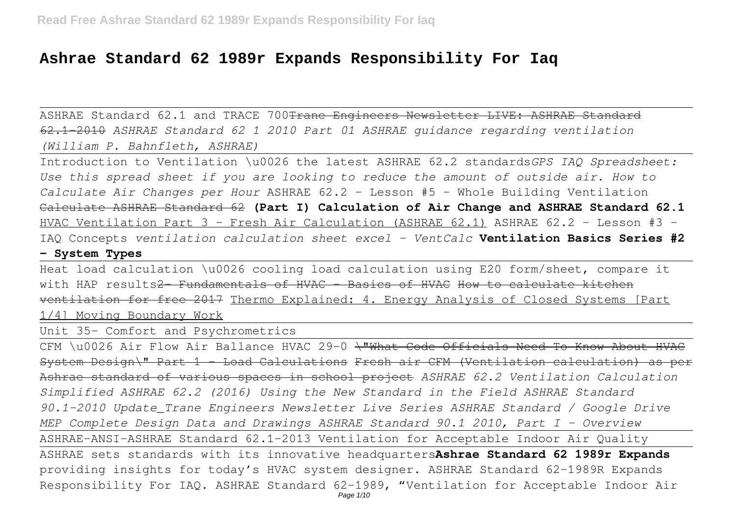# Ashrae Standard 62 1989r Expands Responsibility For Iaq

ASHRAE Standard 62.1 and TRACE 700~~Trane Engineers Newsletter LIVE: ASHRAE Standard 62.1-2010~~ *ASHRAE Standard 62 1 2010 Part 01 ASHRAE guidance regarding ventilation (William P. Bahnfleth, ASHRAE)*

Introduction to Ventilation \u0026 the latest ASHRAE 62.2 standards*GPS IAQ Spreadsheet: Use this spread sheet if you are looking to reduce the amount of outside air. How to Calculate Air Changes per Hour* ASHRAE 62.2 - Lesson #5 - Whole Building Ventilation ~~Calculate ASHRAE Standard 62~~ **(Part I) Calculation of Air Change and ASHRAE Standard 62.1** HVAC Ventilation Part 3 - Fresh Air Calculation (ASHRAE 62.1) ASHRAE 62.2 - Lesson #3 - IAQ Concepts *ventilation calculation sheet excel - VentCalc* **Ventilation Basics Series #2 - System Types**

Heat load calculation \u0026 cooling load calculation using E20 form/sheet, compare it with HAP results~~2- Fundamentals of HVAC - Basics of HVAC How to calculate kitchen ventilation for free 2017~~ Thermo Explained: 4. Energy Analysis of Closed Systems [Part 1/4] Moving Boundary Work

Unit 35- Comfort and Psychrometrics

CFM \u0026 Air Flow Air Ballance HVAC 29-0 ~~\"What Code Officials Need To Know About HVAC System Design\" Part 1 - Load Calculations Fresh air CFM (Ventilation calculation) as per Ashrae standard of various spaces in school project~~ *ASHRAE 62.2 Ventilation Calculation Simplified ASHRAE 62.2 (2016) Using the New Standard in the Field ASHRAE Standard 90.1-2010 Update_Trane Engineers Newsletter Live Series ASHRAE Standard / Google Drive MEP Complete Design Data and Drawings ASHRAE Standard 90.1 2010, Part I - Overview*

ASHRAE-ANSI-ASHRAE Standard 62.1-2013 Ventilation for Acceptable Indoor Air Quality

ASHRAE sets standards with its innovative headquarters**Ashrae Standard 62 1989r Expands**
providing insights for today's HVAC system designer. ASHRAE Standard 62-1989R Expands Responsibility For IAQ. ASHRAE Standard 62-1989, "Ventilation for Acceptable Indoor Air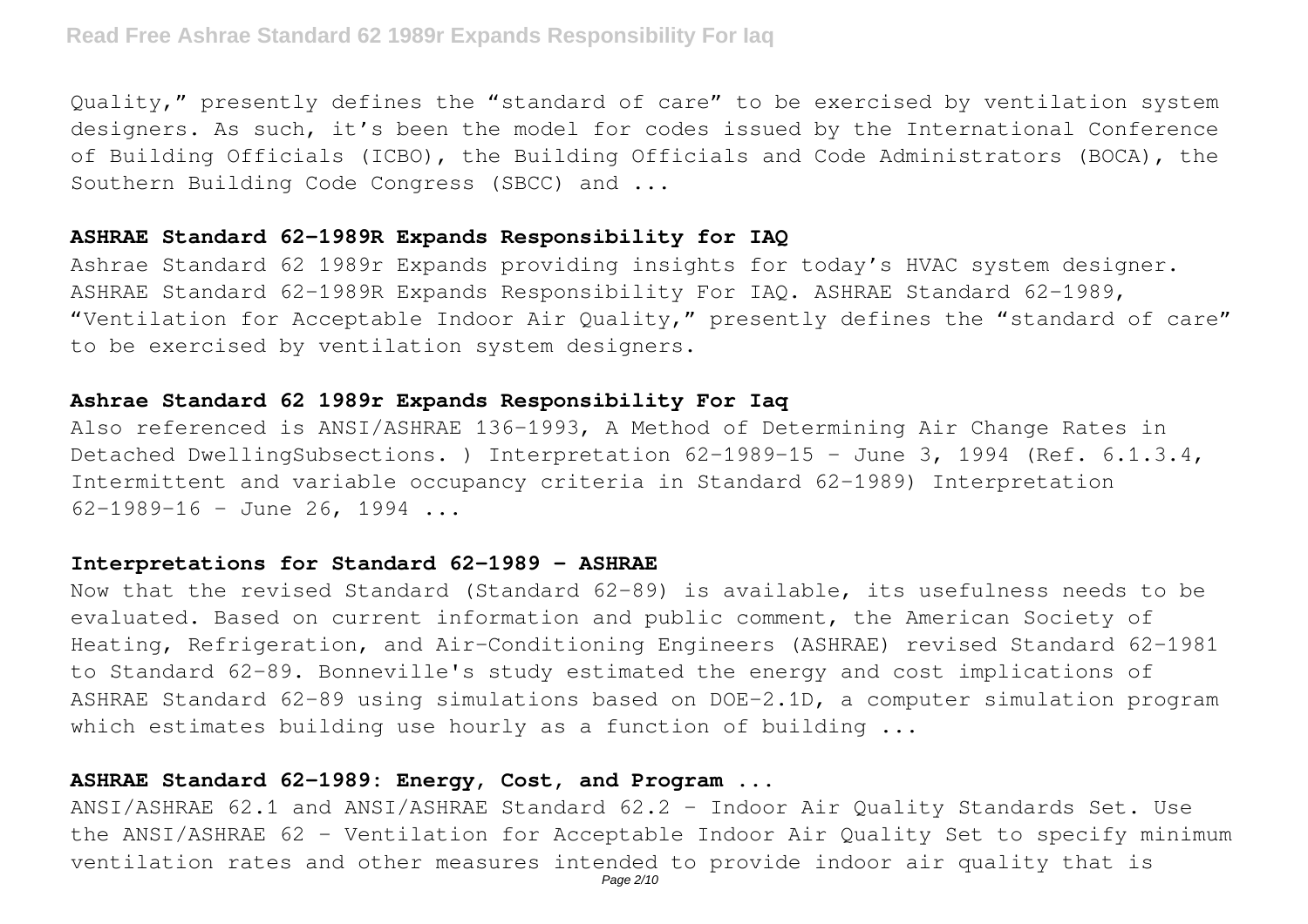Quality," presently defines the "standard of care" to be exercised by ventilation system designers. As such, it's been the model for codes issued by the International Conference of Building Officials (ICBO), the Building Officials and Code Administrators (BOCA), the Southern Building Code Congress (SBCC) and ...

## ASHRAE Standard 62-1989R Expands Responsibility for IAQ

Ashrae Standard 62 1989r Expands providing insights for today's HVAC system designer. ASHRAE Standard 62-1989R Expands Responsibility For IAQ. ASHRAE Standard 62-1989, "Ventilation for Acceptable Indoor Air Quality," presently defines the "standard of care" to be exercised by ventilation system designers.

## Ashrae Standard 62 1989r Expands Responsibility For Iaq

Also referenced is ANSI/ASHRAE 136-1993, A Method of Determining Air Change Rates in Detached DwellingSubsections. ) Interpretation 62-1989-15 - June 3, 1994 (Ref. 6.1.3.4, Intermittent and variable occupancy criteria in Standard 62-1989) Interpretation 62-1989-16 - June 26, 1994 ...

## Interpretations for Standard 62-1989 - ASHRAE

Now that the revised Standard (Standard 62-89) is available, its usefulness needs to be evaluated. Based on current information and public comment, the American Society of Heating, Refrigeration, and Air-Conditioning Engineers (ASHRAE) revised Standard 62-1981 to Standard 62-89. Bonneville's study estimated the energy and cost implications of ASHRAE Standard 62-89 using simulations based on DOE-2.1D, a computer simulation program which estimates building use hourly as a function of building ...

## ASHRAE Standard 62-1989: Energy, Cost, and Program ...

ANSI/ASHRAE 62.1 and ANSI/ASHRAE Standard 62.2 - Indoor Air Quality Standards Set. Use the ANSI/ASHRAE 62 - Ventilation for Acceptable Indoor Air Quality Set to specify minimum ventilation rates and other measures intended to provide indoor air quality that is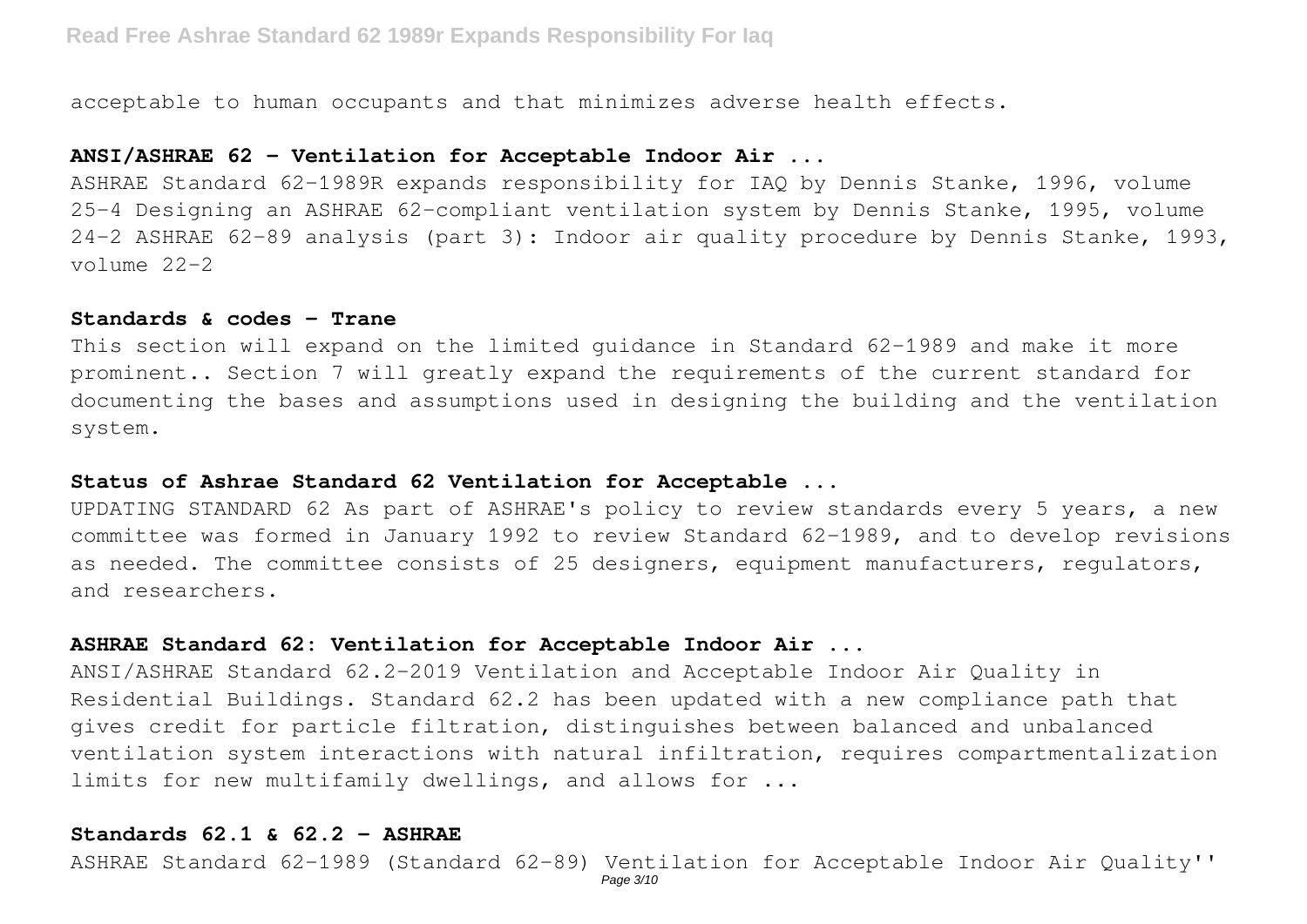acceptable to human occupants and that minimizes adverse health effects.

### ANSI/ASHRAE 62 - Ventilation for Acceptable Indoor Air ...

ASHRAE Standard 62-1989R expands responsibility for IAQ by Dennis Stanke, 1996, volume 25-4 Designing an ASHRAE 62-compliant ventilation system by Dennis Stanke, 1995, volume 24-2 ASHRAE 62-89 analysis (part 3): Indoor air quality procedure by Dennis Stanke, 1993, volume 22-2

### Standards & codes - Trane

This section will expand on the limited guidance in Standard 62-1989 and make it more prominent.. Section 7 will greatly expand the requirements of the current standard for documenting the bases and assumptions used in designing the building and the ventilation system.

### Status of Ashrae Standard 62 Ventilation for Acceptable ...

UPDATING STANDARD 62 As part of ASHRAE's policy to review standards every 5 years, a new committee was formed in January 1992 to review Standard 62-1989, and to develop revisions as needed. The committee consists of 25 designers, equipment manufacturers, regulators, and researchers.

### ASHRAE Standard 62: Ventilation for Acceptable Indoor Air ...

ANSI/ASHRAE Standard 62.2-2019 Ventilation and Acceptable Indoor Air Quality in Residential Buildings. Standard 62.2 has been updated with a new compliance path that gives credit for particle filtration, distinguishes between balanced and unbalanced ventilation system interactions with natural infiltration, requires compartmentalization limits for new multifamily dwellings, and allows for ...

### Standards 62.1 & 62.2 - ASHRAE

ASHRAE Standard 62-1989 (Standard 62-89) Ventilation for Acceptable Indoor Air Quality''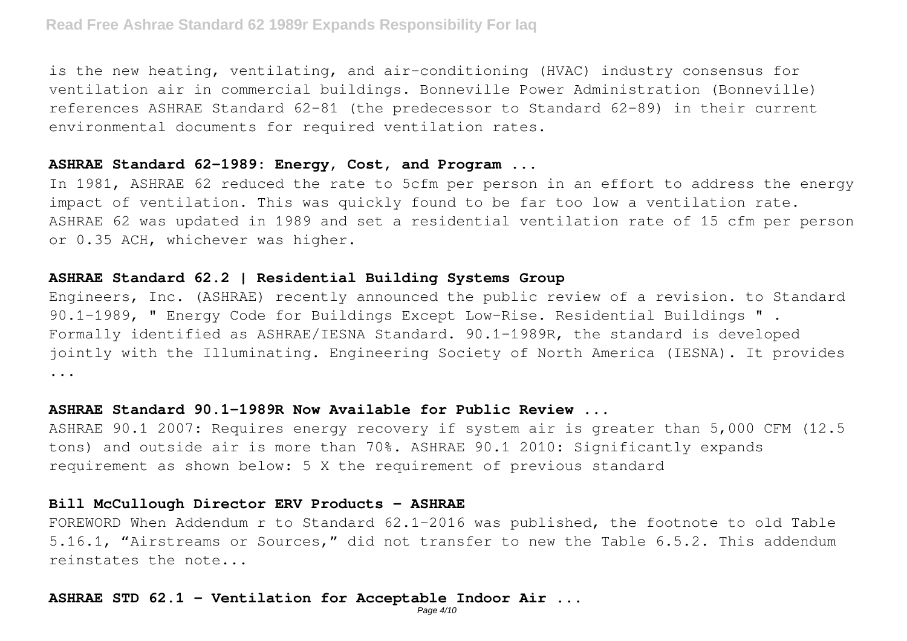is the new heating, ventilating, and air-conditioning (HVAC) industry consensus for ventilation air in commercial buildings. Bonneville Power Administration (Bonneville) references ASHRAE Standard 62-81 (the predecessor to Standard 62-89) in their current environmental documents for required ventilation rates.

### ASHRAE Standard 62-1989: Energy, Cost, and Program ...

In 1981, ASHRAE 62 reduced the rate to 5cfm per person in an effort to address the energy impact of ventilation. This was quickly found to be far too low a ventilation rate. ASHRAE 62 was updated in 1989 and set a residential ventilation rate of 15 cfm per person or 0.35 ACH, whichever was higher.

### ASHRAE Standard 62.2 | Residential Building Systems Group

Engineers, Inc. (ASHRAE) recently announced the public review of a revision. to Standard 90.1-1989, " Energy Code for Buildings Except Low-Rise. Residential Buildings " . Formally identified as ASHRAE/IESNA Standard. 90.1-1989R, the standard is developed jointly with the Illuminating. Engineering Society of North America (IESNA). It provides ...

### ASHRAE Standard 90.1-1989R Now Available for Public Review ...

ASHRAE 90.1 2007: Requires energy recovery if system air is greater than 5,000 CFM (12.5 tons) and outside air is more than 70%. ASHRAE 90.1 2010: Significantly expands requirement as shown below: 5 X the requirement of previous standard

### Bill McCullough Director ERV Products - ASHRAE

FOREWORD When Addendum r to Standard 62.1-2016 was published, the footnote to old Table 5.16.1, "Airstreams or Sources," did not transfer to new the Table 6.5.2. This addendum reinstates the note...

### ASHRAE STD 62.1 - Ventilation for Acceptable Indoor Air ...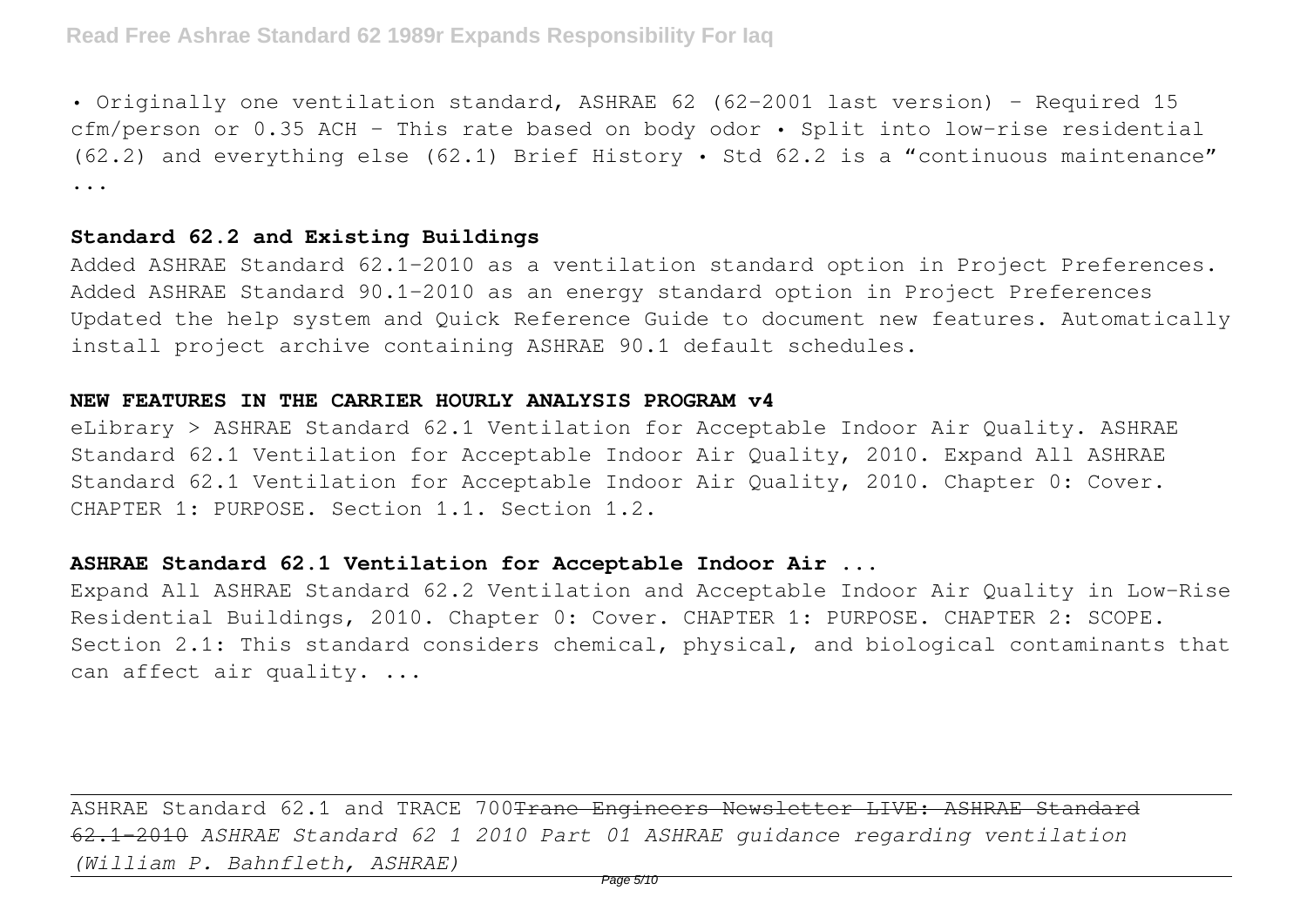• Originally one ventilation standard, ASHRAE 62 (62-2001 last version) – Required 15 cfm/person or 0.35 ACH – This rate based on body odor • Split into low-rise residential (62.2) and everything else (62.1) Brief History • Std 62.2 is a "continuous maintenance" ...

**Standard 62.2 and Existing Buildings**

Added ASHRAE Standard 62.1-2010 as a ventilation standard option in Project Preferences. Added ASHRAE Standard 90.1-2010 as an energy standard option in Project Preferences Updated the help system and Quick Reference Guide to document new features. Automatically install project archive containing ASHRAE 90.1 default schedules.

**NEW FEATURES IN THE CARRIER HOURLY ANALYSIS PROGRAM v4**

eLibrary > ASHRAE Standard 62.1 Ventilation for Acceptable Indoor Air Quality. ASHRAE Standard 62.1 Ventilation for Acceptable Indoor Air Quality, 2010. Expand All ASHRAE Standard 62.1 Ventilation for Acceptable Indoor Air Quality, 2010. Chapter 0: Cover. CHAPTER 1: PURPOSE. Section 1.1. Section 1.2.

**ASHRAE Standard 62.1 Ventilation for Acceptable Indoor Air ...**

Expand All ASHRAE Standard 62.2 Ventilation and Acceptable Indoor Air Quality in Low-Rise Residential Buildings, 2010. Chapter 0: Cover. CHAPTER 1: PURPOSE. CHAPTER 2: SCOPE. Section 2.1: This standard considers chemical, physical, and biological contaminants that can affect air quality. ...

---

ASHRAE Standard 62.1 and TRACE 700 ~~Trane Engineers Newsletter LIVE: ASHRAE Standard 62.1-2010~~ *ASHRAE Standard 62 1 2010 Part 01 ASHRAE guidance regarding ventilation (William P. Bahnfleth, ASHRAE)*

---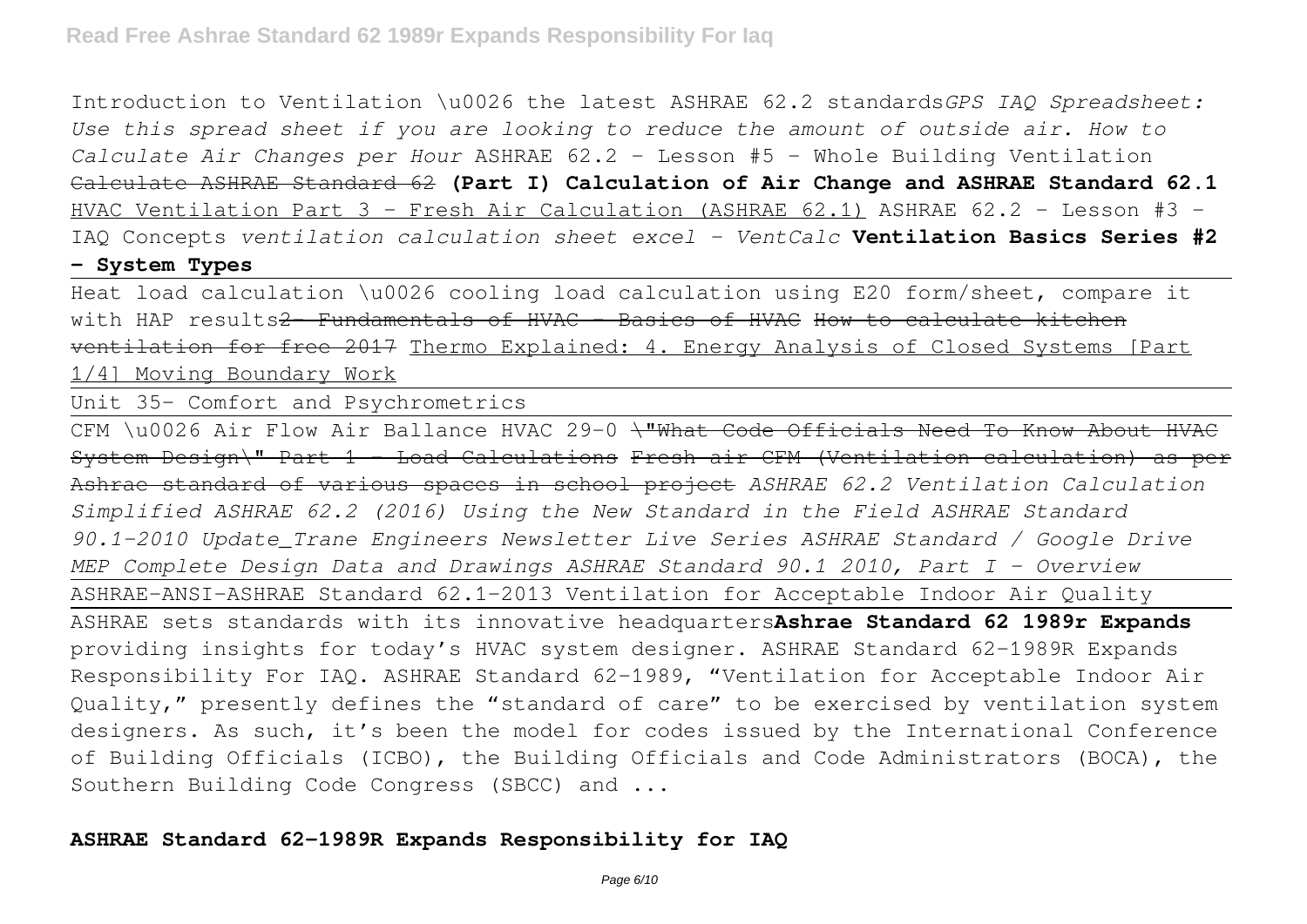Introduction to Ventilation \u0026 the latest ASHRAE 62.2 standards*GPS IAQ Spreadsheet: Use this spread sheet if you are looking to reduce the amount of outside air. How to Calculate Air Changes per Hour* ASHRAE 62.2 - Lesson #5 - Whole Building Ventilation ~~Calculate ASHRAE Standard 62~~ **(Part I) Calculation of Air Change and ASHRAE Standard 62.1** HVAC Ventilation Part 3 - Fresh Air Calculation (ASHRAE 62.1) ASHRAE 62.2 - Lesson #3 - IAQ Concepts *ventilation calculation sheet excel - VentCalc* **Ventilation Basics Series #2 - System Types**

Heat load calculation \u0026 cooling load calculation using E20 form/sheet, compare it with HAP results~~2- Fundamentals of HVAC - Basics of HVAC~~ ~~How to calculate kitchen ventilation for free 2017~~ Thermo Explained: 4. Energy Analysis of Closed Systems [Part 1/4] Moving Boundary Work

Unit 35- Comfort and Psychrometrics

CFM \u0026 Air Flow Air Ballance HVAC 29-0 ~~\"What Code Officials Need To Know About HVAC System Design\" Part 1 - Load Calculations~~ ~~Fresh air CFM (Ventilation calculation) as per Ashrae standard of various spaces in school project~~ *ASHRAE 62.2 Ventilation Calculation Simplified ASHRAE 62.2 (2016) Using the New Standard in the Field ASHRAE Standard 90.1-2010 Update_Trane Engineers Newsletter Live Series ASHRAE Standard / Google Drive MEP Complete Design Data and Drawings ASHRAE Standard 90.1 2010, Part I - Overview*

ASHRAE-ANSI-ASHRAE Standard 62.1-2013 Ventilation for Acceptable Indoor Air Quality

ASHRAE sets standards with its innovative headquarters**Ashrae Standard 62 1989r Expands** providing insights for today's HVAC system designer. ASHRAE Standard 62-1989R Expands Responsibility For IAQ. ASHRAE Standard 62-1989, "Ventilation for Acceptable Indoor Air Quality," presently defines the "standard of care" to be exercised by ventilation system designers. As such, it's been the model for codes issued by the International Conference of Building Officials (ICBO), the Building Officials and Code Administrators (BOCA), the Southern Building Code Congress (SBCC) and ...

**ASHRAE Standard 62-1989R Expands Responsibility for IAQ**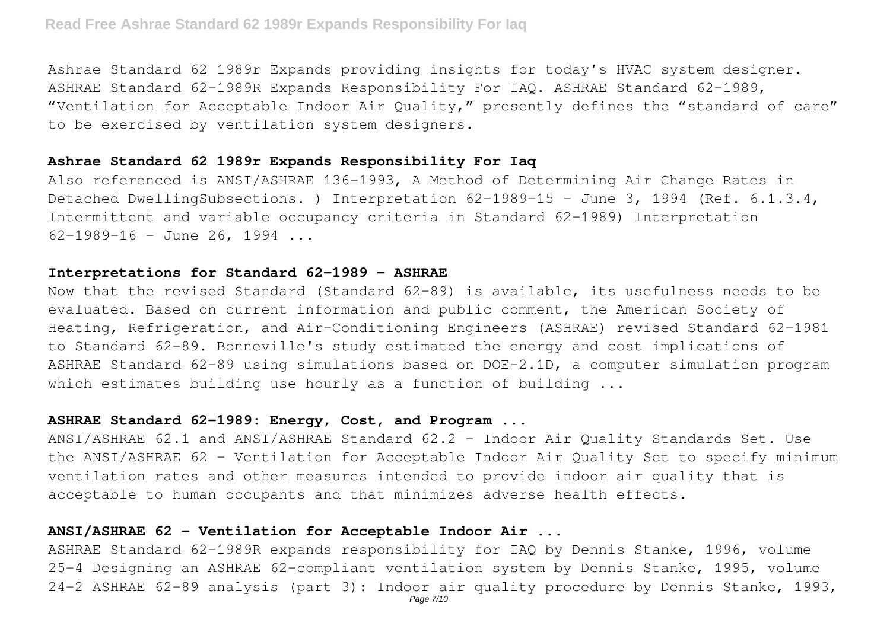Ashrae Standard 62 1989r Expands providing insights for today's HVAC system designer. ASHRAE Standard 62-1989R Expands Responsibility For IAQ. ASHRAE Standard 62-1989, "Ventilation for Acceptable Indoor Air Quality," presently defines the "standard of care" to be exercised by ventilation system designers.

### Ashrae Standard 62 1989r Expands Responsibility For Iaq

Also referenced is ANSI/ASHRAE 136-1993, A Method of Determining Air Change Rates in Detached DwellingSubsections. ) Interpretation 62-1989-15 - June 3, 1994 (Ref. 6.1.3.4, Intermittent and variable occupancy criteria in Standard 62-1989) Interpretation 62-1989-16 - June 26, 1994 ...

### Interpretations for Standard 62-1989 - ASHRAE

Now that the revised Standard (Standard 62-89) is available, its usefulness needs to be evaluated. Based on current information and public comment, the American Society of Heating, Refrigeration, and Air-Conditioning Engineers (ASHRAE) revised Standard 62-1981 to Standard 62-89. Bonneville's study estimated the energy and cost implications of ASHRAE Standard 62-89 using simulations based on DOE-2.1D, a computer simulation program which estimates building use hourly as a function of building ...

### ASHRAE Standard 62-1989: Energy, Cost, and Program ...

ANSI/ASHRAE 62.1 and ANSI/ASHRAE Standard 62.2 - Indoor Air Quality Standards Set. Use the ANSI/ASHRAE 62 - Ventilation for Acceptable Indoor Air Quality Set to specify minimum ventilation rates and other measures intended to provide indoor air quality that is acceptable to human occupants and that minimizes adverse health effects.

### ANSI/ASHRAE 62 - Ventilation for Acceptable Indoor Air ...

ASHRAE Standard 62-1989R expands responsibility for IAQ by Dennis Stanke, 1996, volume 25-4 Designing an ASHRAE 62-compliant ventilation system by Dennis Stanke, 1995, volume 24-2 ASHRAE 62-89 analysis (part 3): Indoor air quality procedure by Dennis Stanke, 1993,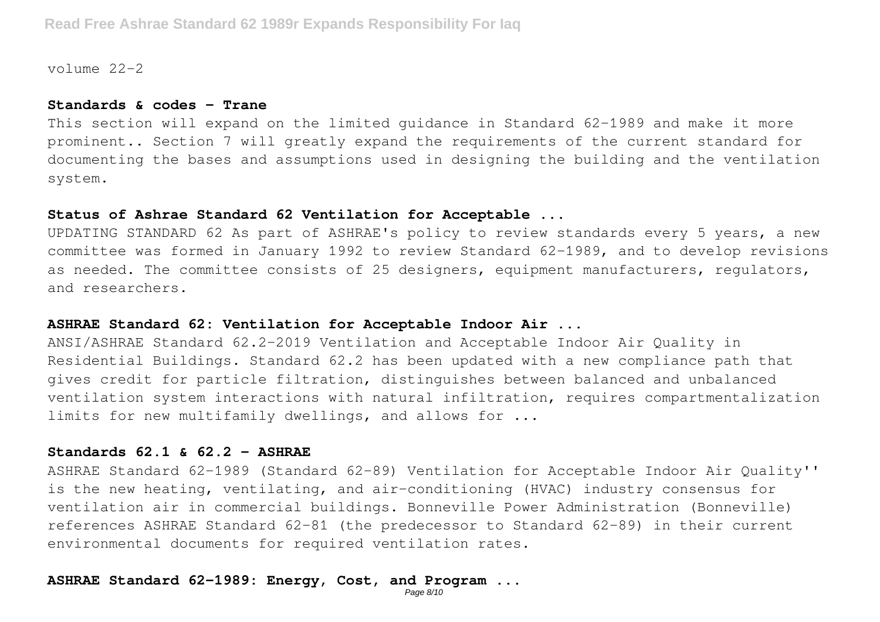volume 22-2

**Standards & codes - Trane**

This section will expand on the limited guidance in Standard 62-1989 and make it more prominent.. Section 7 will greatly expand the requirements of the current standard for documenting the bases and assumptions used in designing the building and the ventilation system.

**Status of Ashrae Standard 62 Ventilation for Acceptable ...**

UPDATING STANDARD 62 As part of ASHRAE's policy to review standards every 5 years, a new committee was formed in January 1992 to review Standard 62-1989, and to develop revisions as needed. The committee consists of 25 designers, equipment manufacturers, regulators, and researchers.

**ASHRAE Standard 62: Ventilation for Acceptable Indoor Air ...**

ANSI/ASHRAE Standard 62.2-2019 Ventilation and Acceptable Indoor Air Quality in Residential Buildings. Standard 62.2 has been updated with a new compliance path that gives credit for particle filtration, distinguishes between balanced and unbalanced ventilation system interactions with natural infiltration, requires compartmentalization limits for new multifamily dwellings, and allows for ...

**Standards 62.1 & 62.2 - ASHRAE**

ASHRAE Standard 62-1989 (Standard 62-89) Ventilation for Acceptable Indoor Air Quality'' is the new heating, ventilating, and air-conditioning (HVAC) industry consensus for ventilation air in commercial buildings. Bonneville Power Administration (Bonneville) references ASHRAE Standard 62-81 (the predecessor to Standard 62-89) in their current environmental documents for required ventilation rates.

**ASHRAE Standard 62-1989: Energy, Cost, and Program ...**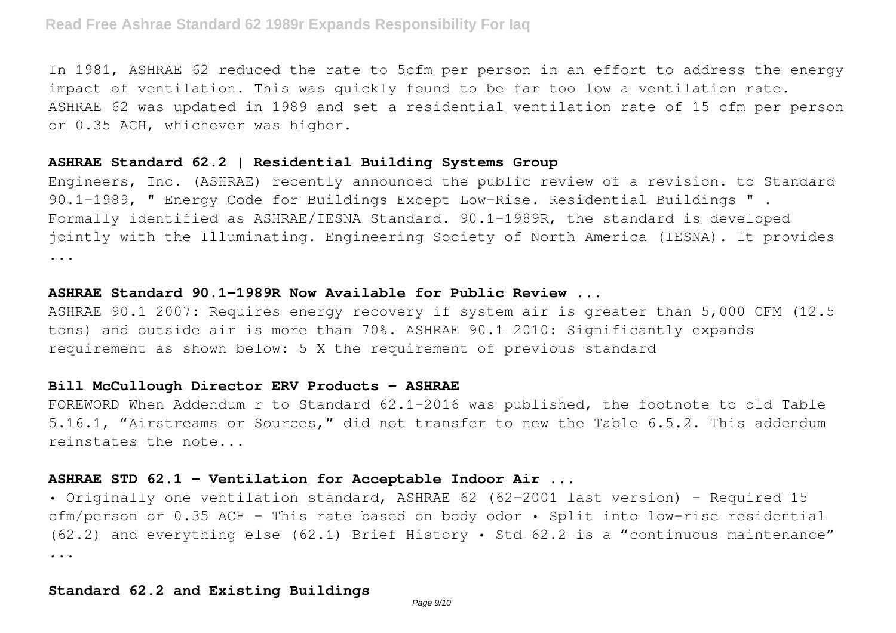In 1981, ASHRAE 62 reduced the rate to 5cfm per person in an effort to address the energy impact of ventilation. This was quickly found to be far too low a ventilation rate. ASHRAE 62 was updated in 1989 and set a residential ventilation rate of 15 cfm per person or 0.35 ACH, whichever was higher.

### ASHRAE Standard 62.2 | Residential Building Systems Group

Engineers, Inc. (ASHRAE) recently announced the public review of a revision. to Standard 90.1-1989, " Energy Code for Buildings Except Low-Rise. Residential Buildings " . Formally identified as ASHRAE/IESNA Standard. 90.1-1989R, the standard is developed jointly with the Illuminating. Engineering Society of North America (IESNA). It provides ...

### ASHRAE Standard 90.1-1989R Now Available for Public Review ...

ASHRAE 90.1 2007: Requires energy recovery if system air is greater than 5,000 CFM (12.5 tons) and outside air is more than 70%. ASHRAE 90.1 2010: Significantly expands requirement as shown below: 5 X the requirement of previous standard

### Bill McCullough Director ERV Products - ASHRAE

FOREWORD When Addendum r to Standard 62.1-2016 was published, the footnote to old Table 5.16.1, "Airstreams or Sources," did not transfer to new the Table 6.5.2. This addendum reinstates the note...

### ASHRAE STD 62.1 - Ventilation for Acceptable Indoor Air ...

• Originally one ventilation standard, ASHRAE 62 (62-2001 last version) – Required 15 cfm/person or 0.35 ACH – This rate based on body odor • Split into low-rise residential (62.2) and everything else (62.1) Brief History • Std 62.2 is a "continuous maintenance" ...

### Standard 62.2 and Existing Buildings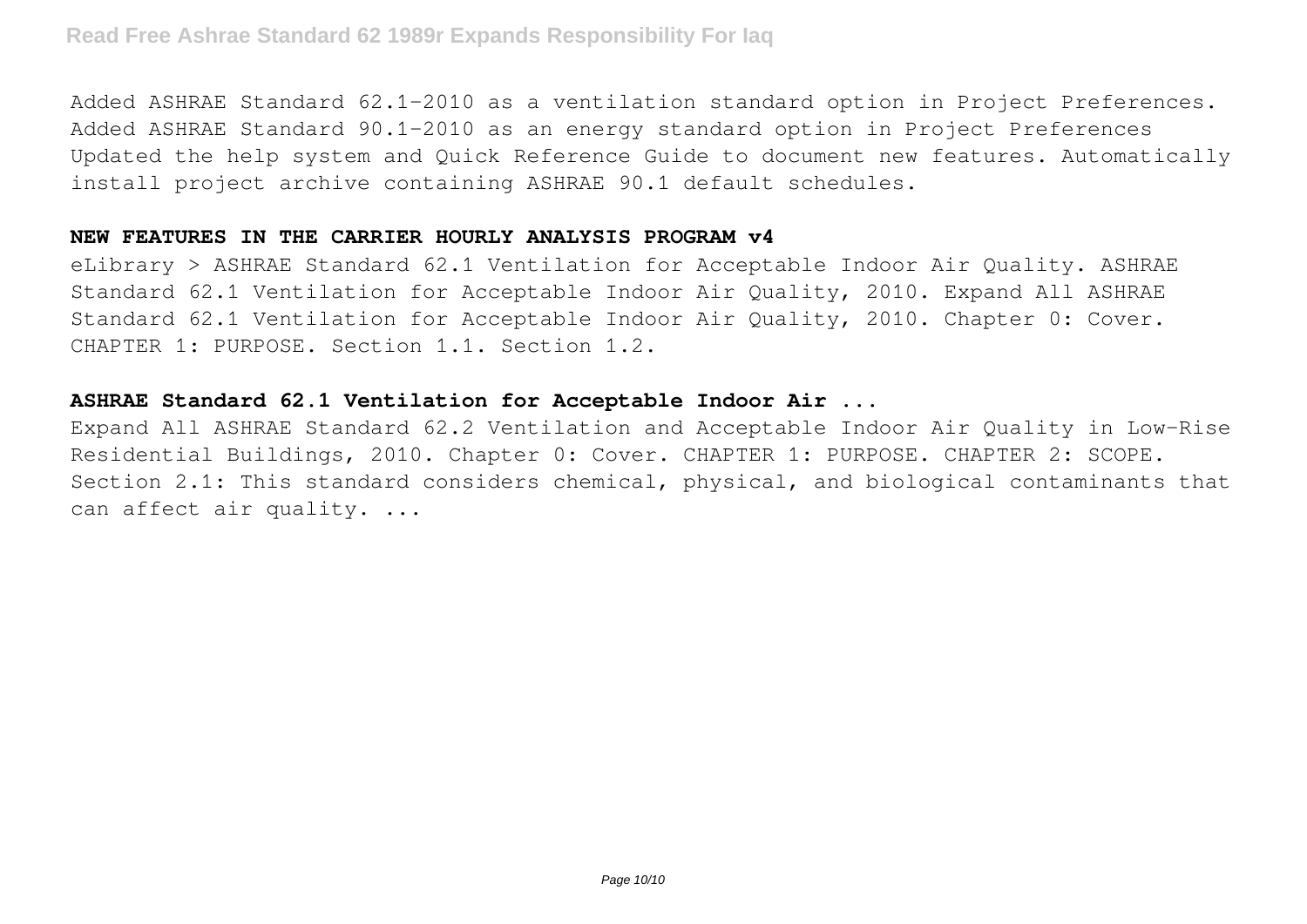Added ASHRAE Standard 62.1-2010 as a ventilation standard option in Project Preferences. Added ASHRAE Standard 90.1-2010 as an energy standard option in Project Preferences Updated the help system and Quick Reference Guide to document new features. Automatically install project archive containing ASHRAE 90.1 default schedules.

**NEW FEATURES IN THE CARRIER HOURLY ANALYSIS PROGRAM v4**

eLibrary > ASHRAE Standard 62.1 Ventilation for Acceptable Indoor Air Quality. ASHRAE Standard 62.1 Ventilation for Acceptable Indoor Air Quality, 2010. Expand All ASHRAE Standard 62.1 Ventilation for Acceptable Indoor Air Quality, 2010. Chapter 0: Cover. CHAPTER 1: PURPOSE. Section 1.1. Section 1.2.

**ASHRAE Standard 62.1 Ventilation for Acceptable Indoor Air ...**

Expand All ASHRAE Standard 62.2 Ventilation and Acceptable Indoor Air Quality in Low-Rise Residential Buildings, 2010. Chapter 0: Cover. CHAPTER 1: PURPOSE. CHAPTER 2: SCOPE. Section 2.1: This standard considers chemical, physical, and biological contaminants that can affect air quality. ...